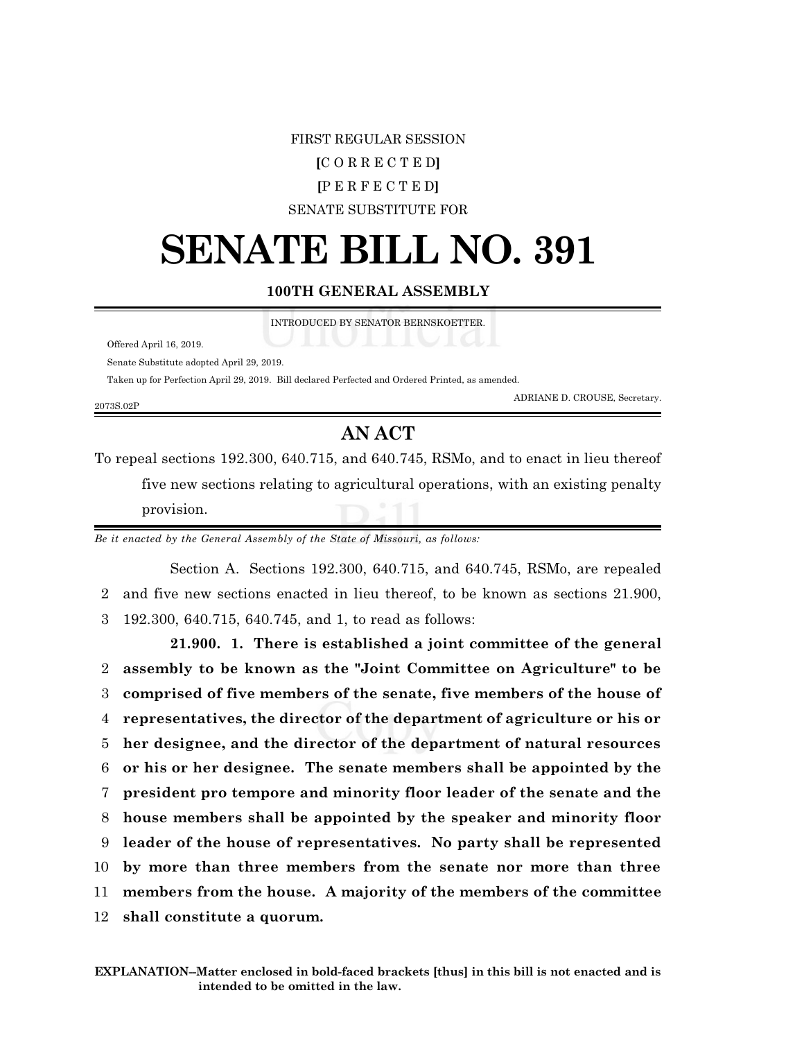FIRST REGULAR SESSION

[C O R R E C T E D]

[P E R F E C T E D]

SENATE SUBSTITUTE FOR

# SENATE BILL NO. 391

### 100TH GENERAL ASSEMBLY

INTRODUCED BY SENATOR BERNSKOETTER.

Offered April 16, 2019.

Senate Substitute adopted April 29, 2019.

Taken up for Perfection April 29, 2019. Bill declared Perfected and Ordered Printed, as amended.

ADRIANE D. CROUSE, Secretary.

2073S.02P

## AN ACT

To repeal sections 192.300, 640.715, and 640.745, RSMo, and to enact in lieu thereof five new sections relating to agricultural operations, with an existing penalty provision.

*Be it enacted by the General Assembly of the State of Missouri, as follows:*

Section A. Sections 192.300, 640.715, and 640.745, RSMo, are repealed and five new sections enacted in lieu thereof, to be known as sections 21.900, 192.300, 640.715, 640.745, and 1, to read as follows:

**21.900. 1. There is established a joint committee of the general assembly to be known as the "Joint Committee on Agriculture" to be comprised of five members of the senate, five members of the house of representatives, the director of the department of agriculture or his or her designee, and the director of the department of natural resources or his or her designee. The senate members shall be appointed by the president pro tempore and minority floor leader of the senate and the house members shall be appointed by the speaker and minority floor leader of the house of representatives. No party shall be represented by more than three members from the senate nor more than three members from the house. A majority of the members of the committee shall constitute a quorum.**

**EXPLANATION–Matter enclosed in bold-faced brackets [thus] in this bill is not enacted and is intended to be omitted in the law.**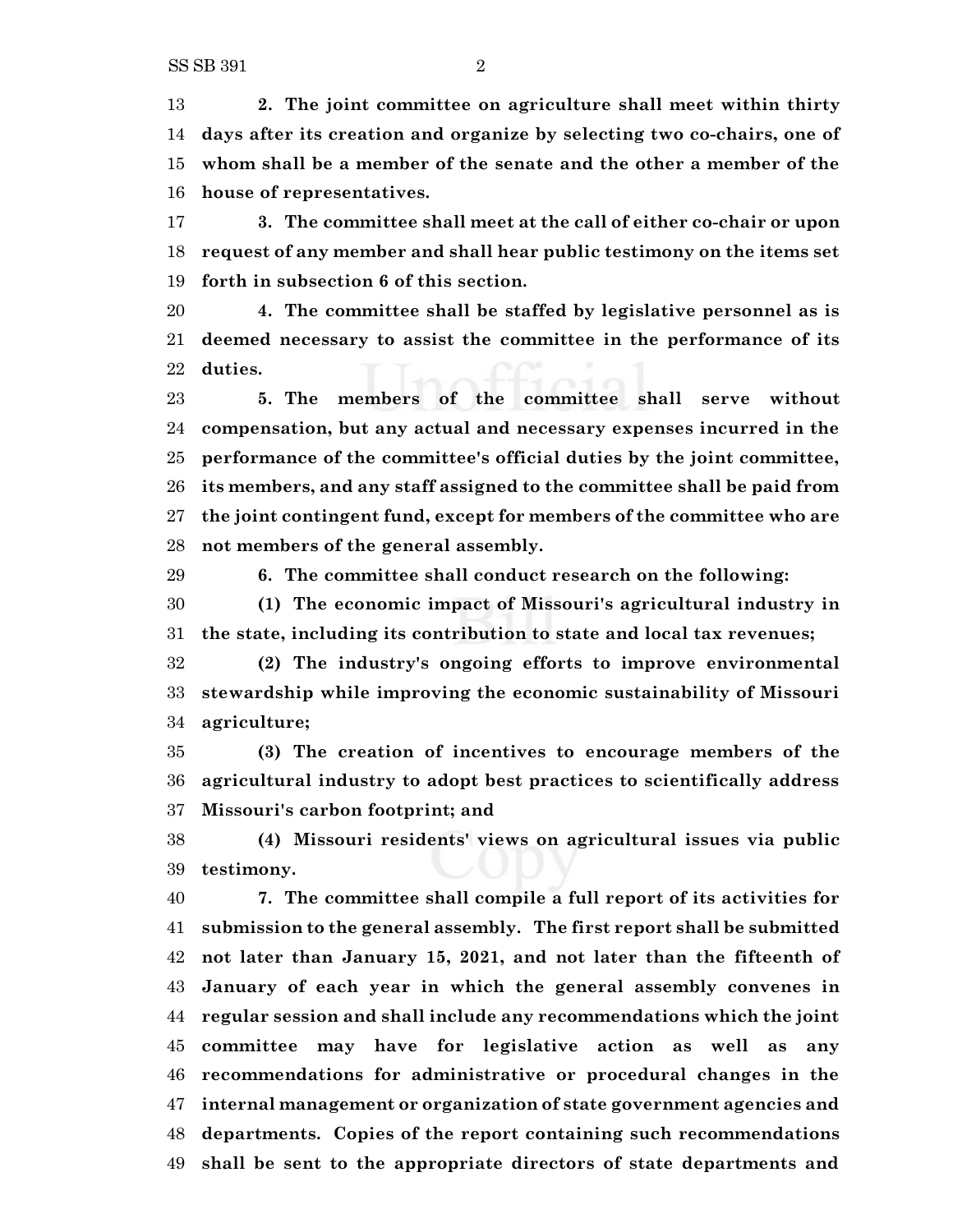**2. The joint committee on agriculture shall meet within thirty days after its creation and organize by selecting two co-chairs, one of whom shall be a member of the senate and the other a member of the house of representatives.**

**3. The committee shall meet at the call of either co-chair or upon request of any member and shall hear public testimony on the items set forth in subsection 6 of this section.**

**4. The committee shall be staffed by legislative personnel as is deemed necessary to assist the committee in the performance of its duties.**

**5. The members of the committee shall serve without compensation, but any actual and necessary expenses incurred in the performance of the committee's official duties by the joint committee, its members, and any staff assigned to the committee shall be paid from the joint contingent fund, except for members of the committee who are not members of the general assembly.**

**6. The committee shall conduct research on the following:**

**(1) The economic impact of Missouri's agricultural industry in the state, including its contribution to state and local tax revenues;**

**(2) The industry's ongoing efforts to improve environmental stewardship while improving the economic sustainability of Missouri agriculture;**

**(3) The creation of incentives to encourage members of the agricultural industry to adopt best practices to scientifically address Missouri's carbon footprint; and**

**(4) Missouri residents' views on agricultural issues via public testimony.**

**7. The committee shall compile a full report of its activities for submission to the general assembly. The first report shall be submitted not later than January 15, 2021, and not later than the fifteenth of January of each year in which the general assembly convenes in regular session and shall include any recommendations which the joint committee may have for legislative action as well as any recommendations for administrative or procedural changes in the internal management or organization of state government agencies and departments. Copies of the report containing such recommendations shall be sent to the appropriate directors of state departments and**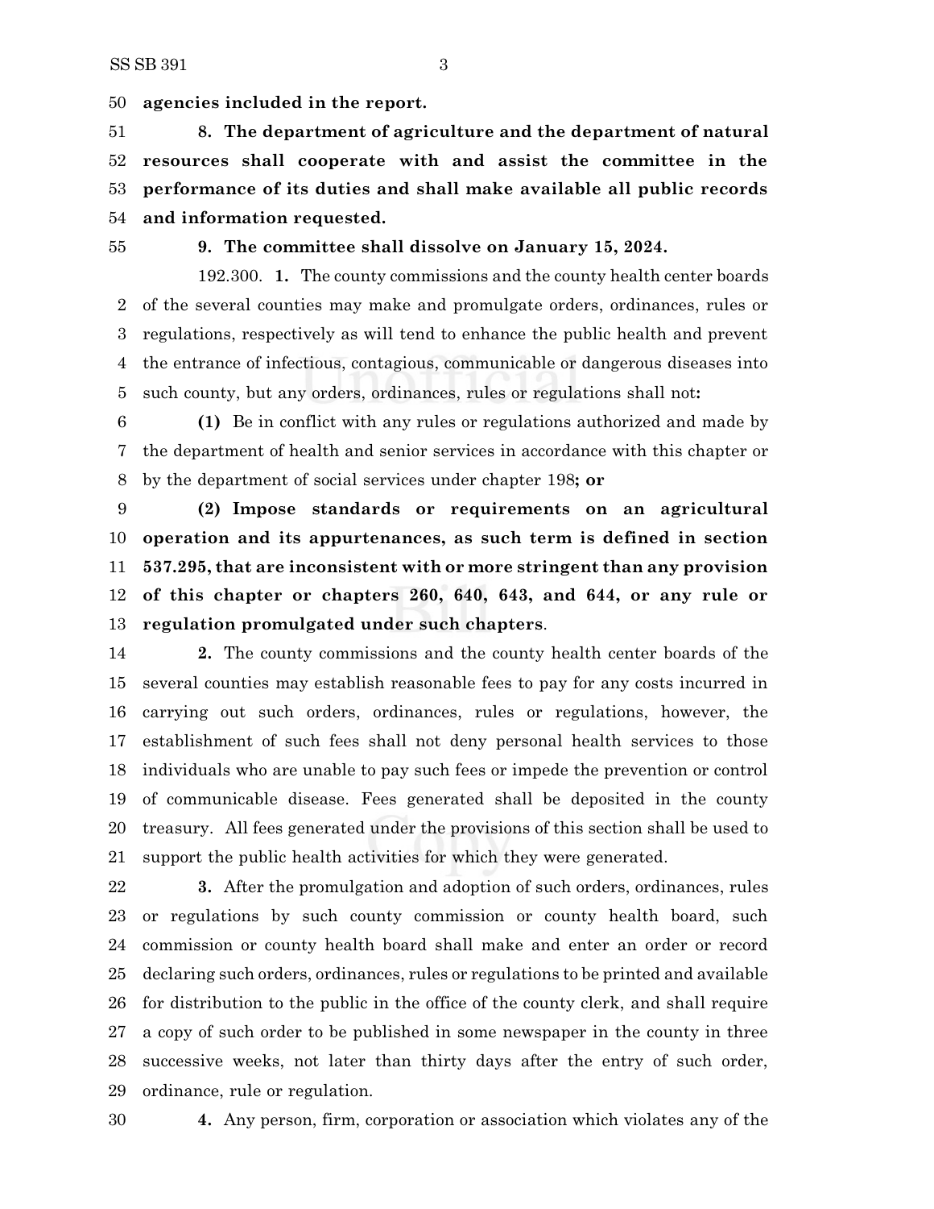**agencies included in the report.**

**8. The department of agriculture and the department of natural resources shall cooperate with and assist the committee in the performance of its duties and shall make available all public records and information requested.**

**9. The committee shall dissolve on January 15, 2024.**

192.300. **1.** The county commissions and the county health center boards of the several counties may make and promulgate orders, ordinances, rules or regulations, respectively as will tend to enhance the public health and prevent the entrance of infectious, contagious, communicable or dangerous diseases into such county, but any orders, ordinances, rules or regulations shall not**:**

**(1)** Be in conflict with any rules or regulations authorized and made by the department of health and senior services in accordance with this chapter or by the department of social services under chapter 198**; or**

**(2) Impose standards or requirements on an agricultural operation and its appurtenances, as such term is defined in section 537.295, that are inconsistent with or more stringent than any provision of this chapter or chapters 260, 640, 643, and 644, or any rule or regulation promulgated under such chapters**.

**2.** The county commissions and the county health center boards of the several counties may establish reasonable fees to pay for any costs incurred in carrying out such orders, ordinances, rules or regulations, however, the establishment of such fees shall not deny personal health services to those individuals who are unable to pay such fees or impede the prevention or control of communicable disease. Fees generated shall be deposited in the county treasury. All fees generated under the provisions of this section shall be used to support the public health activities for which they were generated.

**3.** After the promulgation and adoption of such orders, ordinances, rules or regulations by such county commission or county health board, such commission or county health board shall make and enter an order or record declaring such orders, ordinances, rules or regulations to be printed and available for distribution to the public in the office of the county clerk, and shall require a copy of such order to be published in some newspaper in the county in three successive weeks, not later than thirty days after the entry of such order, ordinance, rule or regulation.

**4.** Any person, firm, corporation or association which violates any of the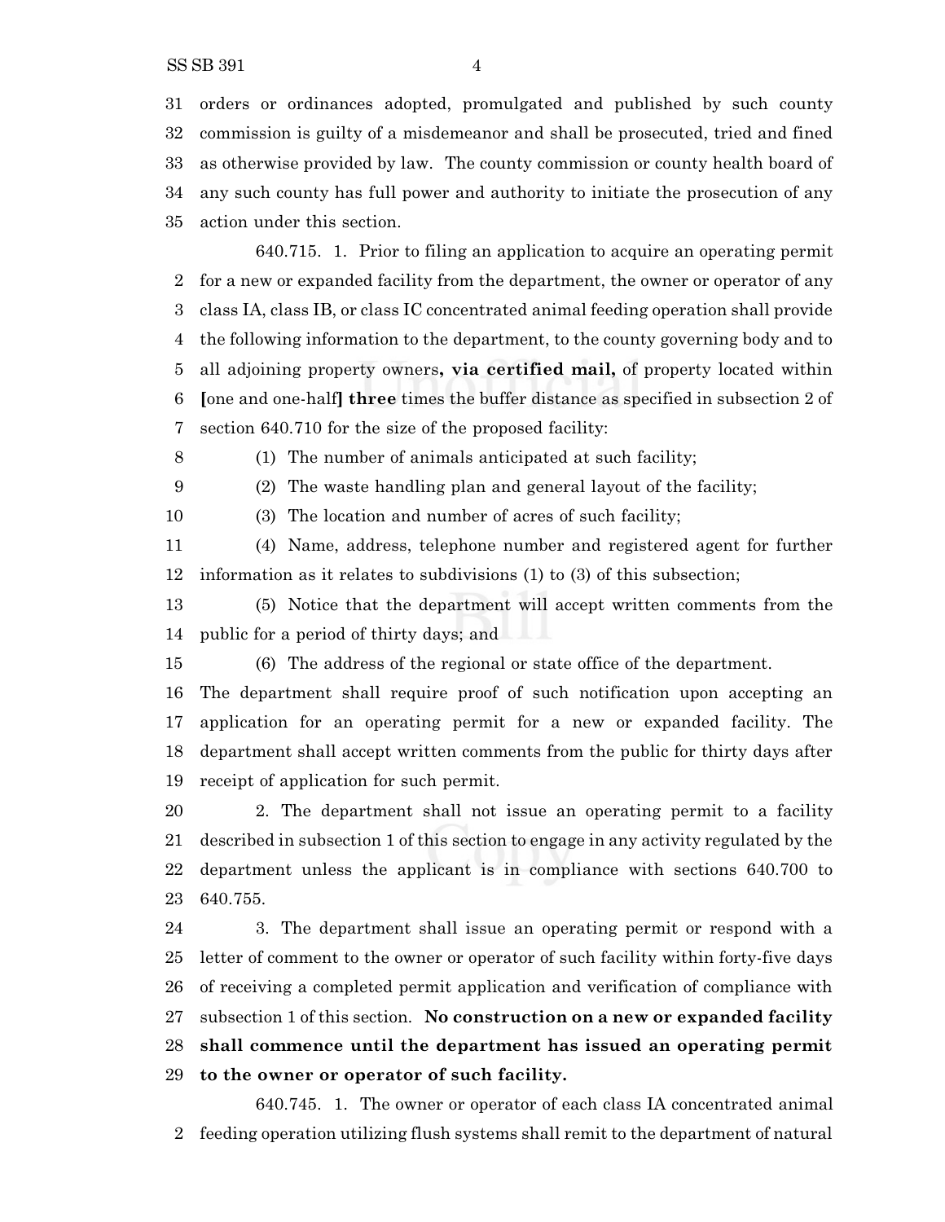orders or ordinances adopted, promulgated and published by such county commission is guilty of a misdemeanor and shall be prosecuted, tried and fined as otherwise provided by law. The county commission or county health board of any such county has full power and authority to initiate the prosecution of any action under this section.

640.715. 1. Prior to filing an application to acquire an operating permit for a new or expanded facility from the department, the owner or operator of any class IA, class IB, or class IC concentrated animal feeding operation shall provide the following information to the department, to the county governing body and to all adjoining property owners**, via certified mail,** of property located within **[**one and one-half**] three** times the buffer distance as specified in subsection 2 of section 640.710 for the size of the proposed facility:

(1) The number of animals anticipated at such facility;

(2) The waste handling plan and general layout of the facility;

(3) The location and number of acres of such facility;

(4) Name, address, telephone number and registered agent for further information as it relates to subdivisions (1) to (3) of this subsection;

(5) Notice that the department will accept written comments from the public for a period of thirty days; and

(6) The address of the regional or state office of the department.

The department shall require proof of such notification upon accepting an application for an operating permit for a new or expanded facility. The department shall accept written comments from the public for thirty days after receipt of application for such permit.

2. The department shall not issue an operating permit to a facility described in subsection 1 of this section to engage in any activity regulated by the department unless the applicant is in compliance with sections 640.700 to 640.755.

3. The department shall issue an operating permit or respond with a letter of comment to the owner or operator of such facility within forty-five days of receiving a completed permit application and verification of compliance with subsection 1 of this section. **No construction on a new or expanded facility shall commence until the department has issued an operating permit to the owner or operator of such facility.**

640.745. 1. The owner or operator of each class IA concentrated animal feeding operation utilizing flush systems shall remit to the department of natural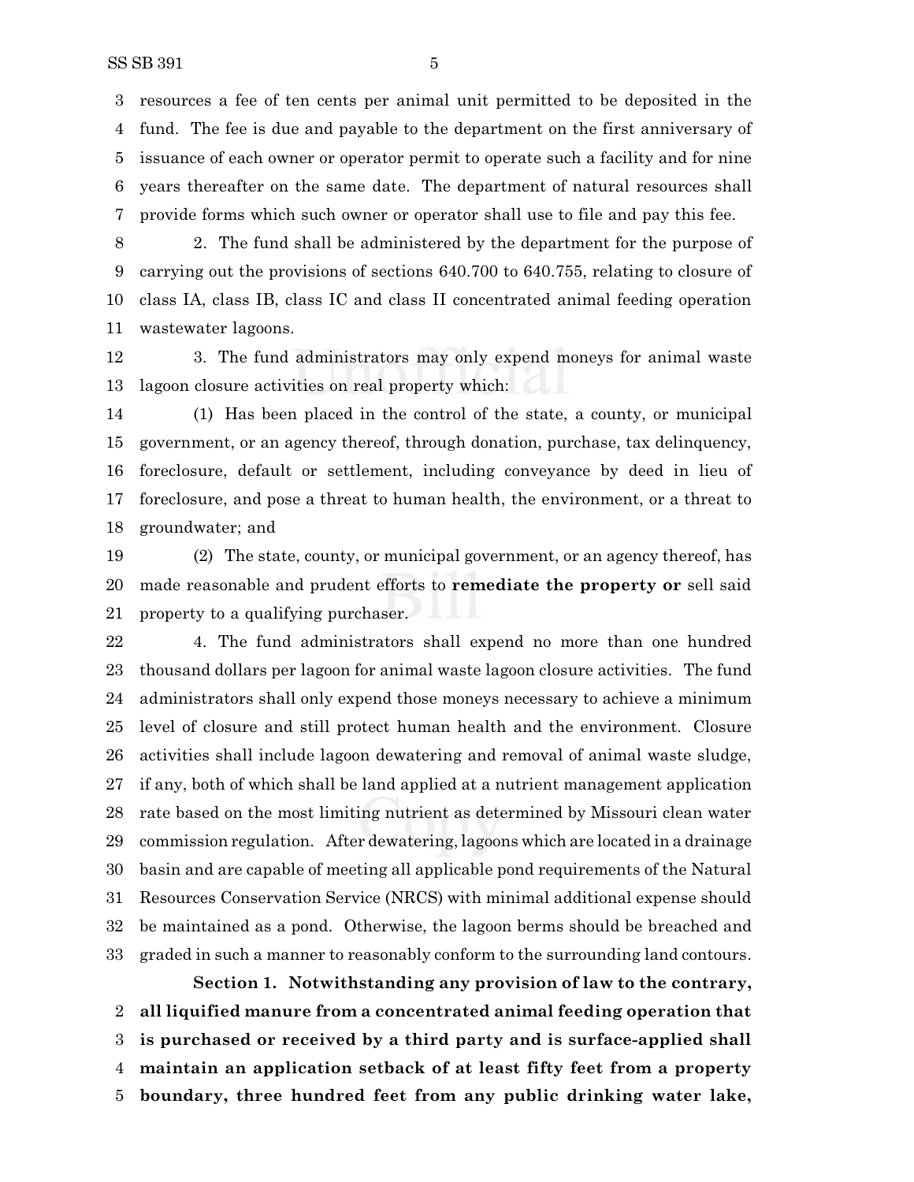resources a fee of ten cents per animal unit permitted to be deposited in the fund. The fee is due and payable to the department on the first anniversary of issuance of each owner or operator permit to operate such a facility and for nine years thereafter on the same date. The department of natural resources shall provide forms which such owner or operator shall use to file and pay this fee.

2. The fund shall be administered by the department for the purpose of carrying out the provisions of sections 640.700 to 640.755, relating to closure of class IA, class IB, class IC and class II concentrated animal feeding operation wastewater lagoons.

3. The fund administrators may only expend moneys for animal waste lagoon closure activities on real property which:

(1) Has been placed in the control of the state, a county, or municipal government, or an agency thereof, through donation, purchase, tax delinquency, foreclosure, default or settlement, including conveyance by deed in lieu of foreclosure, and pose a threat to human health, the environment, or a threat to groundwater; and

(2) The state, county, or municipal government, or an agency thereof, has made reasonable and prudent efforts to **remediate the property or** sell said property to a qualifying purchaser.

4. The fund administrators shall expend no more than one hundred thousand dollars per lagoon for animal waste lagoon closure activities. The fund administrators shall only expend those moneys necessary to achieve a minimum level of closure and still protect human health and the environment. Closure activities shall include lagoon dewatering and removal of animal waste sludge, if any, both of which shall be land applied at a nutrient management application rate based on the most limiting nutrient as determined by Missouri clean water commission regulation. After dewatering, lagoons which are located in a drainage basin and are capable of meeting all applicable pond requirements of the Natural Resources Conservation Service (NRCS) with minimal additional expense should be maintained as a pond. Otherwise, the lagoon berms should be breached and graded in such a manner to reasonably conform to the surrounding land contours.

**Section 1. Notwithstanding any provision of law to the contrary, all liquified manure from a concentrated animal feeding operation that is purchased or received by a third party and is surface-applied shall maintain an application setback of at least fifty feet from a property boundary, three hundred feet from any public drinking water lake,**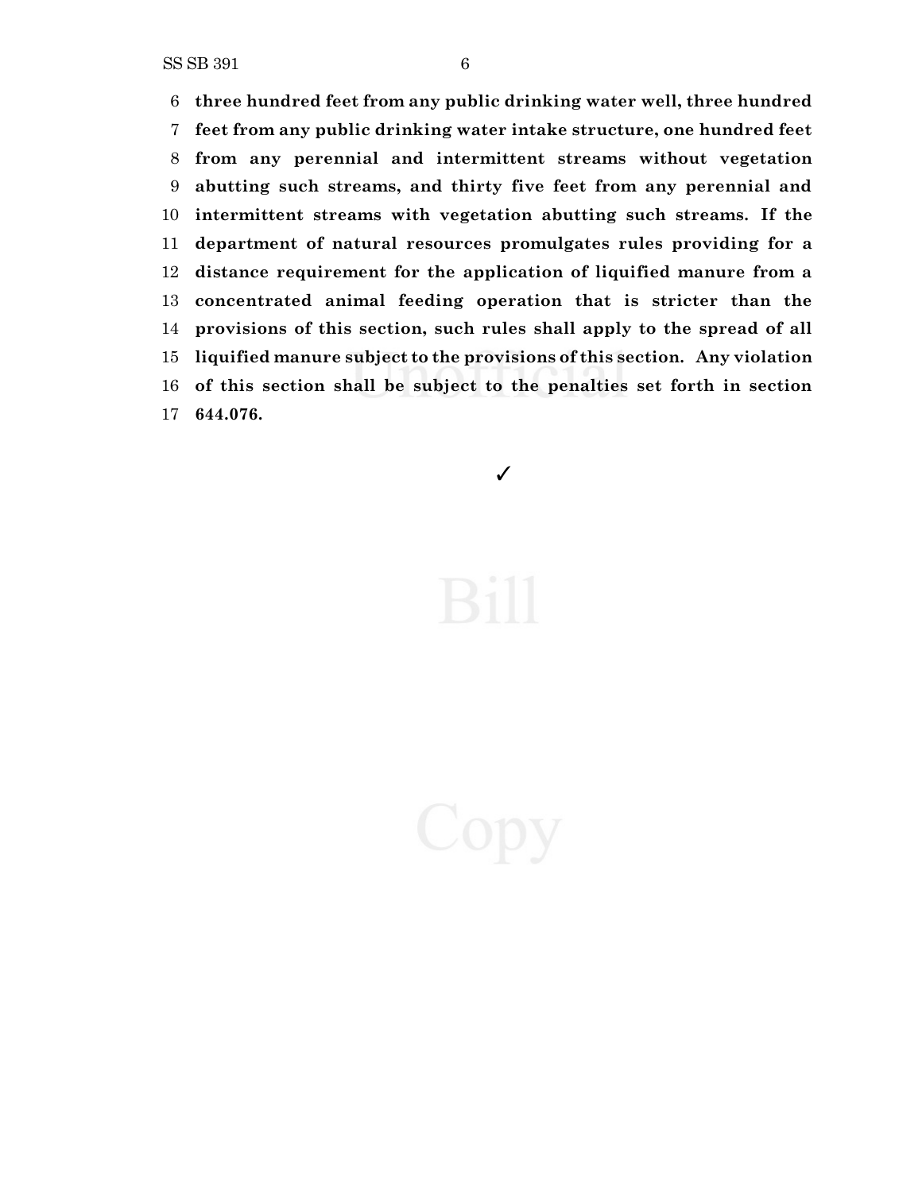**three hundred feet from any public drinking water well, three hundred feet from any public drinking water intake structure, one hundred feet from any perennial and intermittent streams without vegetation abutting such streams, and thirty five feet from any perennial and intermittent streams with vegetation abutting such streams. If the department of natural resources promulgates rules providing for a distance requirement for the application of liquified manure from a concentrated animal feeding operation that is stricter than the provisions of this section, such rules shall apply to the spread of all liquified manure subject to the provisions of this section. Any violation of this section shall be subject to the penalties set forth in section 644.076.**

✓